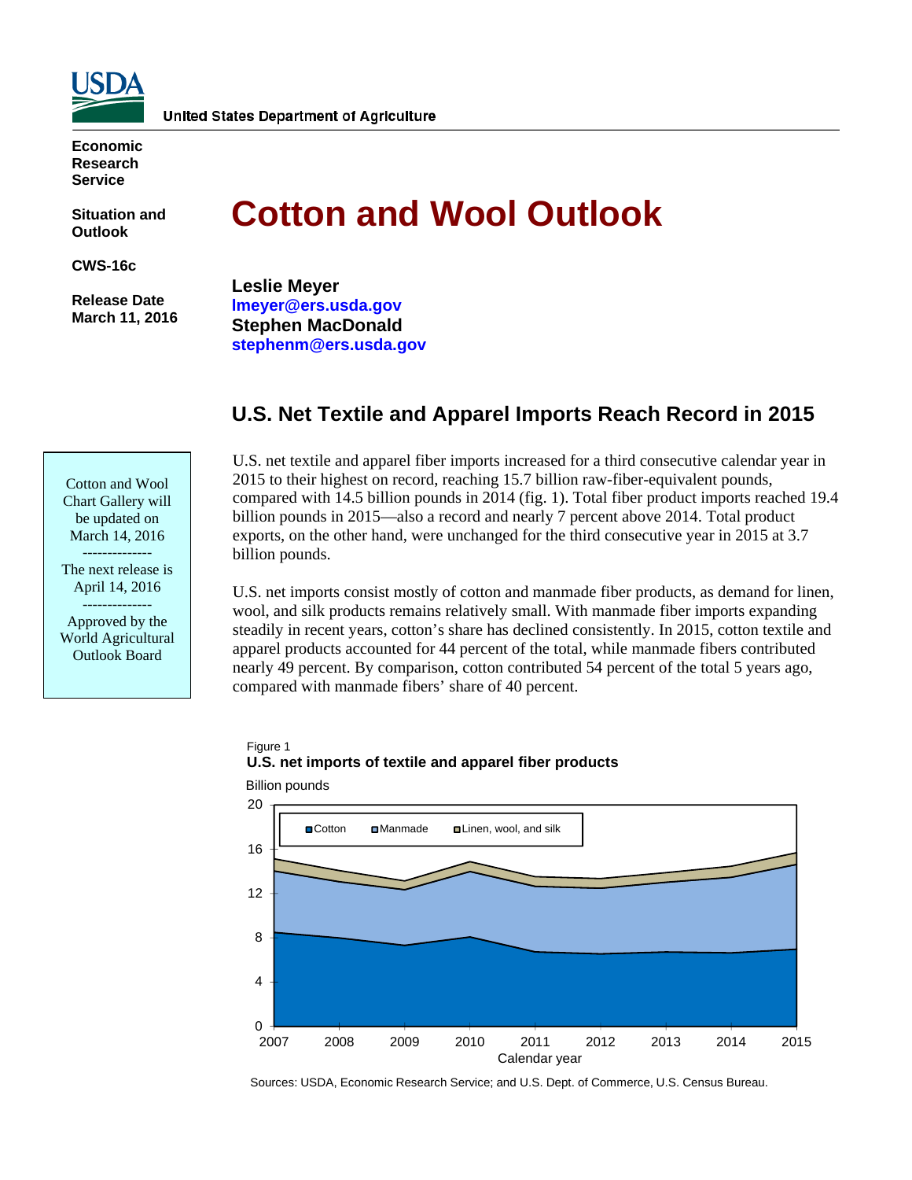**USDA**

United States Department of Agriculture

**Economic Research Service**

**Situation and Outlook**

**CWS-16c**

**Release Date March 11, 2016**

# Cotton and Wool Outlook

**Leslie Meyer**
**lmeyer@ers.usda.gov**
**Stephen MacDonald**
**stephenm@ers.usda.gov**

Cotton and Wool Chart Gallery will be updated on March 14, 2016

--------------

The next release is April 14, 2016

--------------

Approved by the World Agricultural Outlook Board

## U.S. Net Textile and Apparel Imports Reach Record in 2015

U.S. net textile and apparel fiber imports increased for a third consecutive calendar year in 2015 to their highest on record, reaching 15.7 billion raw-fiber-equivalent pounds, compared with 14.5 billion pounds in 2014 (fig. 1). Total fiber product imports reached 19.4 billion pounds in 2015—also a record and nearly 7 percent above 2014. Total product exports, on the other hand, were unchanged for the third consecutive year in 2015 at 3.7 billion pounds.

U.S. net imports consist mostly of cotton and manmade fiber products, as demand for linen, wool, and silk products remains relatively small. With manmade fiber imports expanding steadily in recent years, cotton's share has declined consistently. In 2015, cotton textile and apparel products accounted for 44 percent of the total, while manmade fibers contributed nearly 49 percent. By comparison, cotton contributed 54 percent of the total 5 years ago, compared with manmade fibers' share of 40 percent.

Figure 1
**U.S. net imports of textile and apparel fiber products**

Billion pounds

Legend: Cotton, Manmade, Linen, wool, and silk

Calendar year (2007–2015)

Sources: USDA, Economic Research Service; and U.S. Dept. of Commerce, U.S. Census Bureau.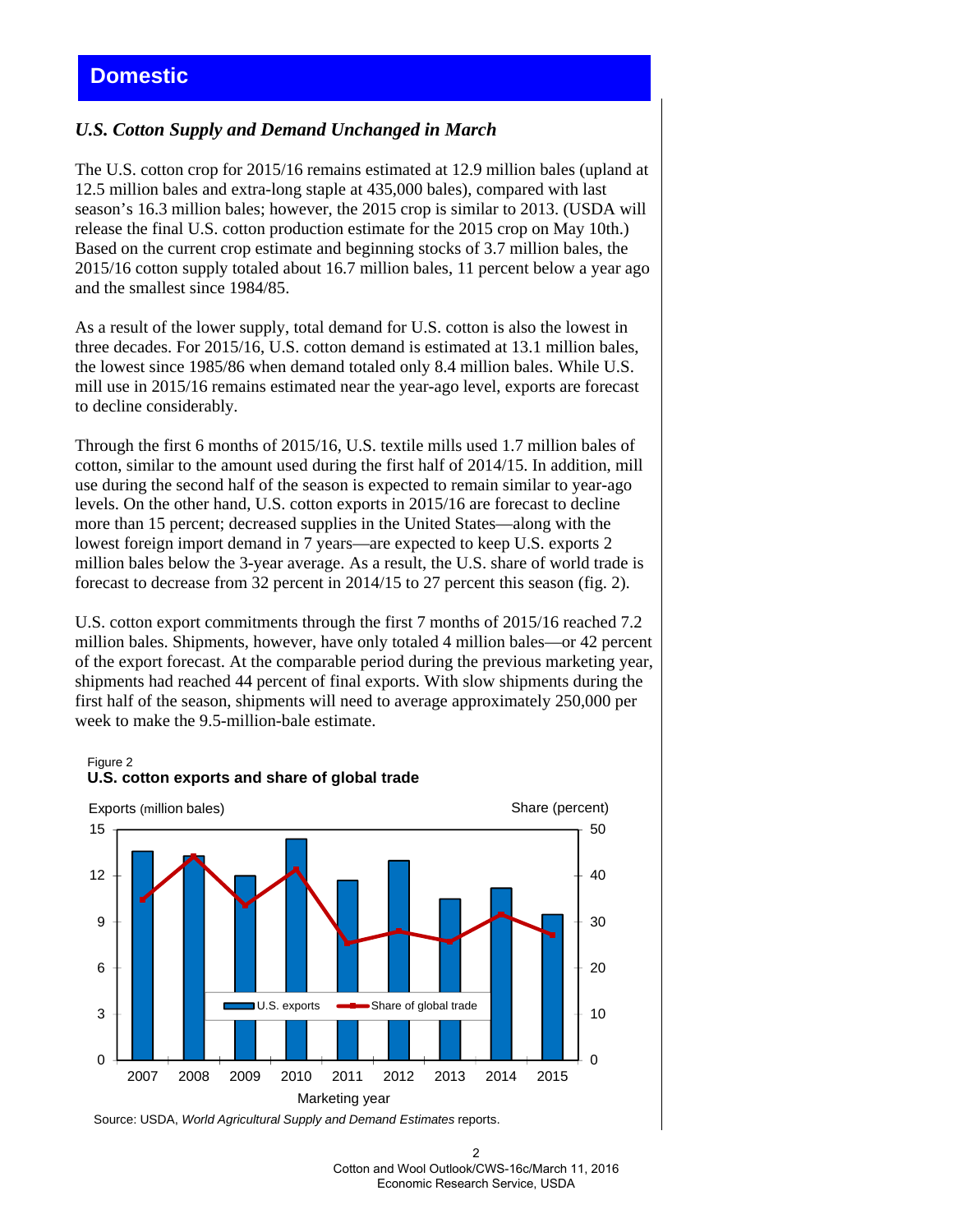# Domestic

## *U.S. Cotton Supply and Demand Unchanged in March*

The U.S. cotton crop for 2015/16 remains estimated at 12.9 million bales (upland at 12.5 million bales and extra-long staple at 435,000 bales), compared with last season's 16.3 million bales; however, the 2015 crop is similar to 2013. (USDA will release the final U.S. cotton production estimate for the 2015 crop on May 10th.) Based on the current crop estimate and beginning stocks of 3.7 million bales, the 2015/16 cotton supply totaled about 16.7 million bales, 11 percent below a year ago and the smallest since 1984/85.

As a result of the lower supply, total demand for U.S. cotton is also the lowest in three decades. For 2015/16, U.S. cotton demand is estimated at 13.1 million bales, the lowest since 1985/86 when demand totaled only 8.4 million bales. While U.S. mill use in 2015/16 remains estimated near the year-ago level, exports are forecast to decline considerably.

Through the first 6 months of 2015/16, U.S. textile mills used 1.7 million bales of cotton, similar to the amount used during the first half of 2014/15. In addition, mill use during the second half of the season is expected to remain similar to year-ago levels. On the other hand, U.S. cotton exports in 2015/16 are forecast to decline more than 15 percent; decreased supplies in the United States—along with the lowest foreign import demand in 7 years—are expected to keep U.S. exports 2 million bales below the 3-year average. As a result, the U.S. share of world trade is forecast to decrease from 32 percent in 2014/15 to 27 percent this season (fig. 2).

U.S. cotton export commitments through the first 7 months of 2015/16 reached 7.2 million bales. Shipments, however, have only totaled 4 million bales—or 42 percent of the export forecast. At the comparable period during the previous marketing year, shipments had reached 44 percent of final exports. With slow shipments during the first half of the season, shipments will need to average approximately 250,000 per week to make the 9.5-million-bale estimate.

Figure 2
**U.S. cotton exports and share of global trade**

Source: USDA, *World Agricultural Supply and Demand Estimates* reports.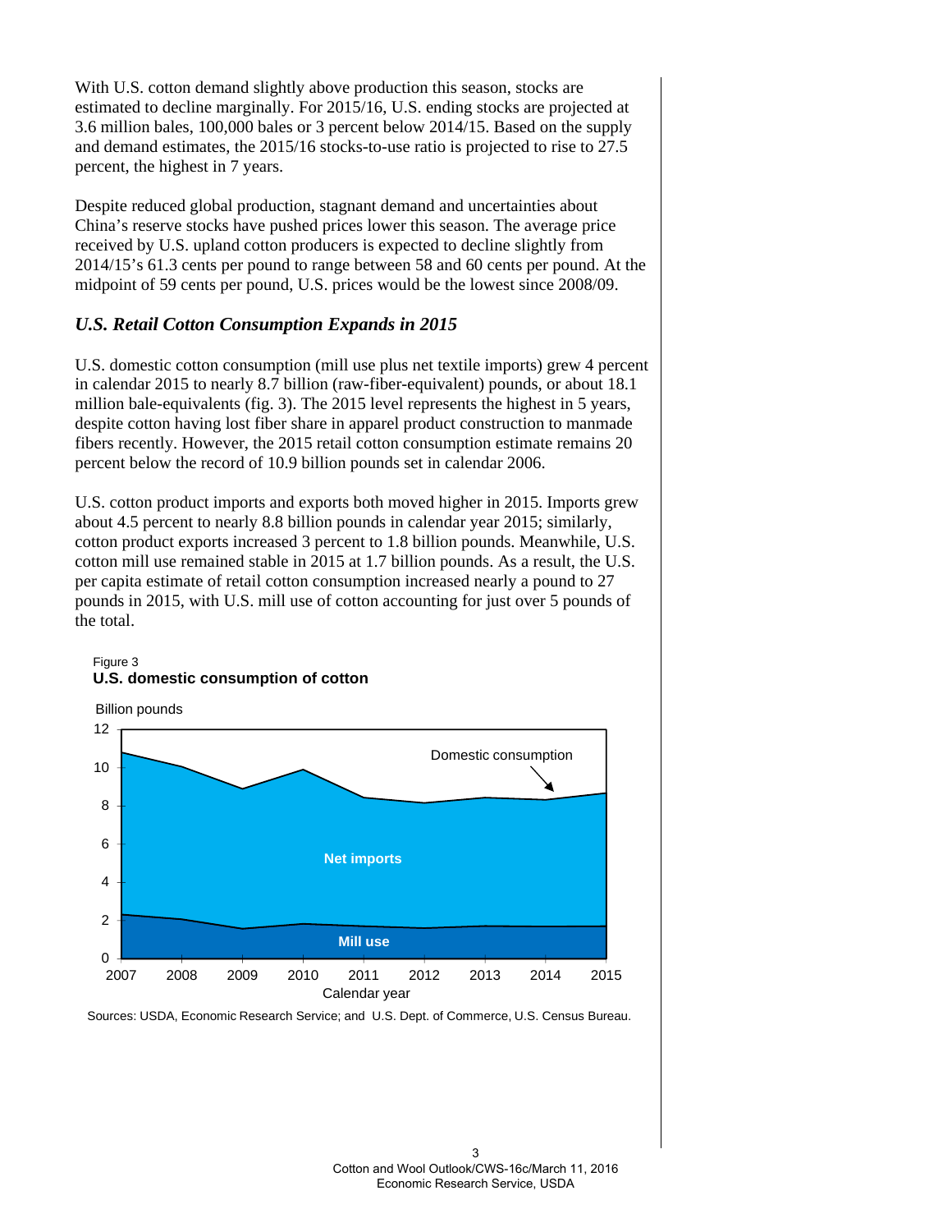With U.S. cotton demand slightly above production this season, stocks are estimated to decline marginally. For 2015/16, U.S. ending stocks are projected at 3.6 million bales, 100,000 bales or 3 percent below 2014/15. Based on the supply and demand estimates, the 2015/16 stocks-to-use ratio is projected to rise to 27.5 percent, the highest in 7 years.

Despite reduced global production, stagnant demand and uncertainties about China's reserve stocks have pushed prices lower this season. The average price received by U.S. upland cotton producers is expected to decline slightly from 2014/15's 61.3 cents per pound to range between 58 and 60 cents per pound. At the midpoint of 59 cents per pound, U.S. prices would be the lowest since 2008/09.

### *U.S. Retail Cotton Consumption Expands in 2015*

U.S. domestic cotton consumption (mill use plus net textile imports) grew 4 percent in calendar 2015 to nearly 8.7 billion (raw-fiber-equivalent) pounds, or about 18.1 million bale-equivalents (fig. 3). The 2015 level represents the highest in 5 years, despite cotton having lost fiber share in apparel product construction to manmade fibers recently. However, the 2015 retail cotton consumption estimate remains 20 percent below the record of 10.9 billion pounds set in calendar 2006.

U.S. cotton product imports and exports both moved higher in 2015. Imports grew about 4.5 percent to nearly 8.8 billion pounds in calendar year 2015; similarly, cotton product exports increased 3 percent to 1.8 billion pounds. Meanwhile, U.S. cotton mill use remained stable in 2015 at 1.7 billion pounds. As a result, the U.S. per capita estimate of retail cotton consumption increased nearly a pound to 27 pounds in 2015, with U.S. mill use of cotton accounting for just over 5 pounds of the total.

Figure 3
**U.S. domestic consumption of cotton**

Billion pounds

(Chart: Domestic consumption; Net imports; Mill use; Calendar year 2007–2015)

Sources: USDA, Economic Research Service; and U.S. Dept. of Commerce, U.S. Census Bureau.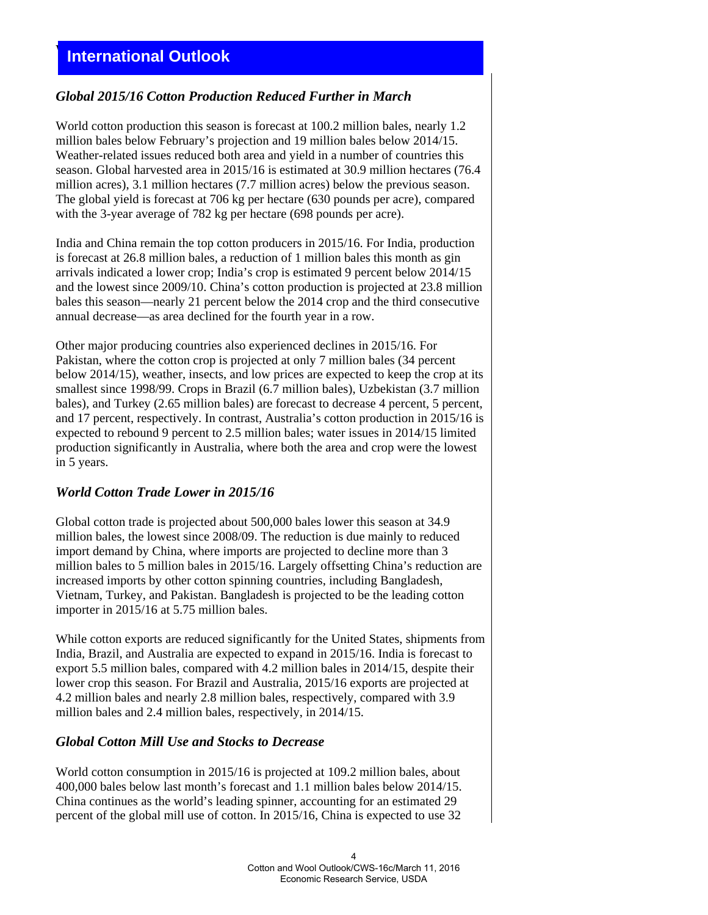## International Outlook

### *Global 2015/16 Cotton Production Reduced Further in March*

World cotton production this season is forecast at 100.2 million bales, nearly 1.2 million bales below February's projection and 19 million bales below 2014/15. Weather-related issues reduced both area and yield in a number of countries this season. Global harvested area in 2015/16 is estimated at 30.9 million hectares (76.4 million acres), 3.1 million hectares (7.7 million acres) below the previous season. The global yield is forecast at 706 kg per hectare (630 pounds per acre), compared with the 3-year average of 782 kg per hectare (698 pounds per acre).

India and China remain the top cotton producers in 2015/16. For India, production is forecast at 26.8 million bales, a reduction of 1 million bales this month as gin arrivals indicated a lower crop; India's crop is estimated 9 percent below 2014/15 and the lowest since 2009/10. China's cotton production is projected at 23.8 million bales this season—nearly 21 percent below the 2014 crop and the third consecutive annual decrease—as area declined for the fourth year in a row.

Other major producing countries also experienced declines in 2015/16. For Pakistan, where the cotton crop is projected at only 7 million bales (34 percent below 2014/15), weather, insects, and low prices are expected to keep the crop at its smallest since 1998/99. Crops in Brazil (6.7 million bales), Uzbekistan (3.7 million bales), and Turkey (2.65 million bales) are forecast to decrease 4 percent, 5 percent, and 17 percent, respectively. In contrast, Australia's cotton production in 2015/16 is expected to rebound 9 percent to 2.5 million bales; water issues in 2014/15 limited production significantly in Australia, where both the area and crop were the lowest in 5 years.

### *World Cotton Trade Lower in 2015/16*

Global cotton trade is projected about 500,000 bales lower this season at 34.9 million bales, the lowest since 2008/09. The reduction is due mainly to reduced import demand by China, where imports are projected to decline more than 3 million bales to 5 million bales in 2015/16. Largely offsetting China's reduction are increased imports by other cotton spinning countries, including Bangladesh, Vietnam, Turkey, and Pakistan. Bangladesh is projected to be the leading cotton importer in 2015/16 at 5.75 million bales.

While cotton exports are reduced significantly for the United States, shipments from India, Brazil, and Australia are expected to expand in 2015/16. India is forecast to export 5.5 million bales, compared with 4.2 million bales in 2014/15, despite their lower crop this season. For Brazil and Australia, 2015/16 exports are projected at 4.2 million bales and nearly 2.8 million bales, respectively, compared with 3.9 million bales and 2.4 million bales, respectively, in 2014/15.

### *Global Cotton Mill Use and Stocks to Decrease*

World cotton consumption in 2015/16 is projected at 109.2 million bales, about 400,000 bales below last month's forecast and 1.1 million bales below 2014/15. China continues as the world's leading spinner, accounting for an estimated 29 percent of the global mill use of cotton. In 2015/16, China is expected to use 32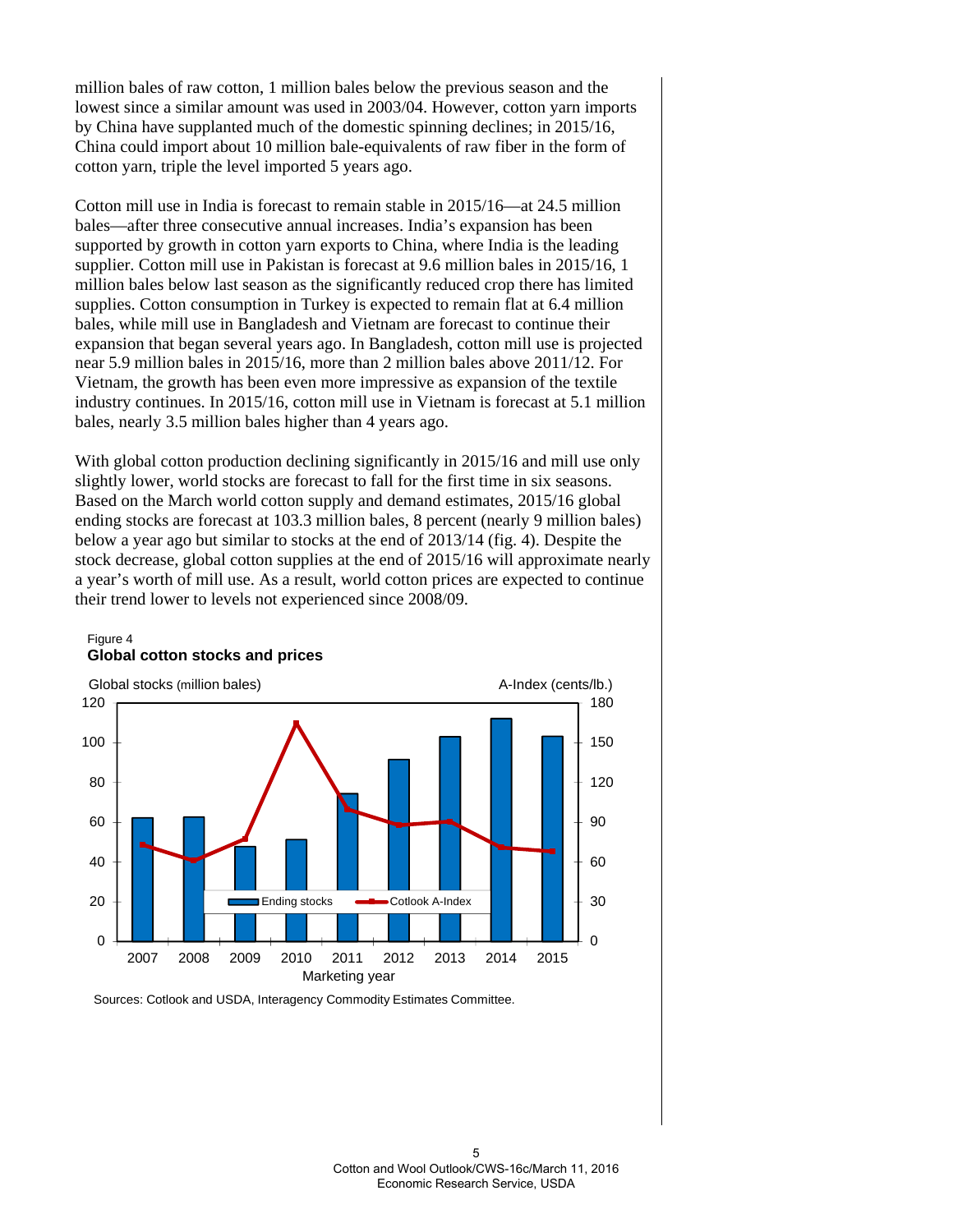million bales of raw cotton, 1 million bales below the previous season and the lowest since a similar amount was used in 2003/04. However, cotton yarn imports by China have supplanted much of the domestic spinning declines; in 2015/16, China could import about 10 million bale-equivalents of raw fiber in the form of cotton yarn, triple the level imported 5 years ago.

Cotton mill use in India is forecast to remain stable in 2015/16—at 24.5 million bales—after three consecutive annual increases. India's expansion has been supported by growth in cotton yarn exports to China, where India is the leading supplier. Cotton mill use in Pakistan is forecast at 9.6 million bales in 2015/16, 1 million bales below last season as the significantly reduced crop there has limited supplies. Cotton consumption in Turkey is expected to remain flat at 6.4 million bales, while mill use in Bangladesh and Vietnam are forecast to continue their expansion that began several years ago. In Bangladesh, cotton mill use is projected near 5.9 million bales in 2015/16, more than 2 million bales above 2011/12. For Vietnam, the growth has been even more impressive as expansion of the textile industry continues. In 2015/16, cotton mill use in Vietnam is forecast at 5.1 million bales, nearly 3.5 million bales higher than 4 years ago.

With global cotton production declining significantly in 2015/16 and mill use only slightly lower, world stocks are forecast to fall for the first time in six seasons. Based on the March world cotton supply and demand estimates, 2015/16 global ending stocks are forecast at 103.3 million bales, 8 percent (nearly 9 million bales) below a year ago but similar to stocks at the end of 2013/14 (fig. 4). Despite the stock decrease, global cotton supplies at the end of 2015/16 will approximate nearly a year's worth of mill use. As a result, world cotton prices are expected to continue their trend lower to levels not experienced since 2008/09.

Figure 4
**Global cotton stocks and prices**

Sources: Cotlook and USDA, Interagency Commodity Estimates Committee.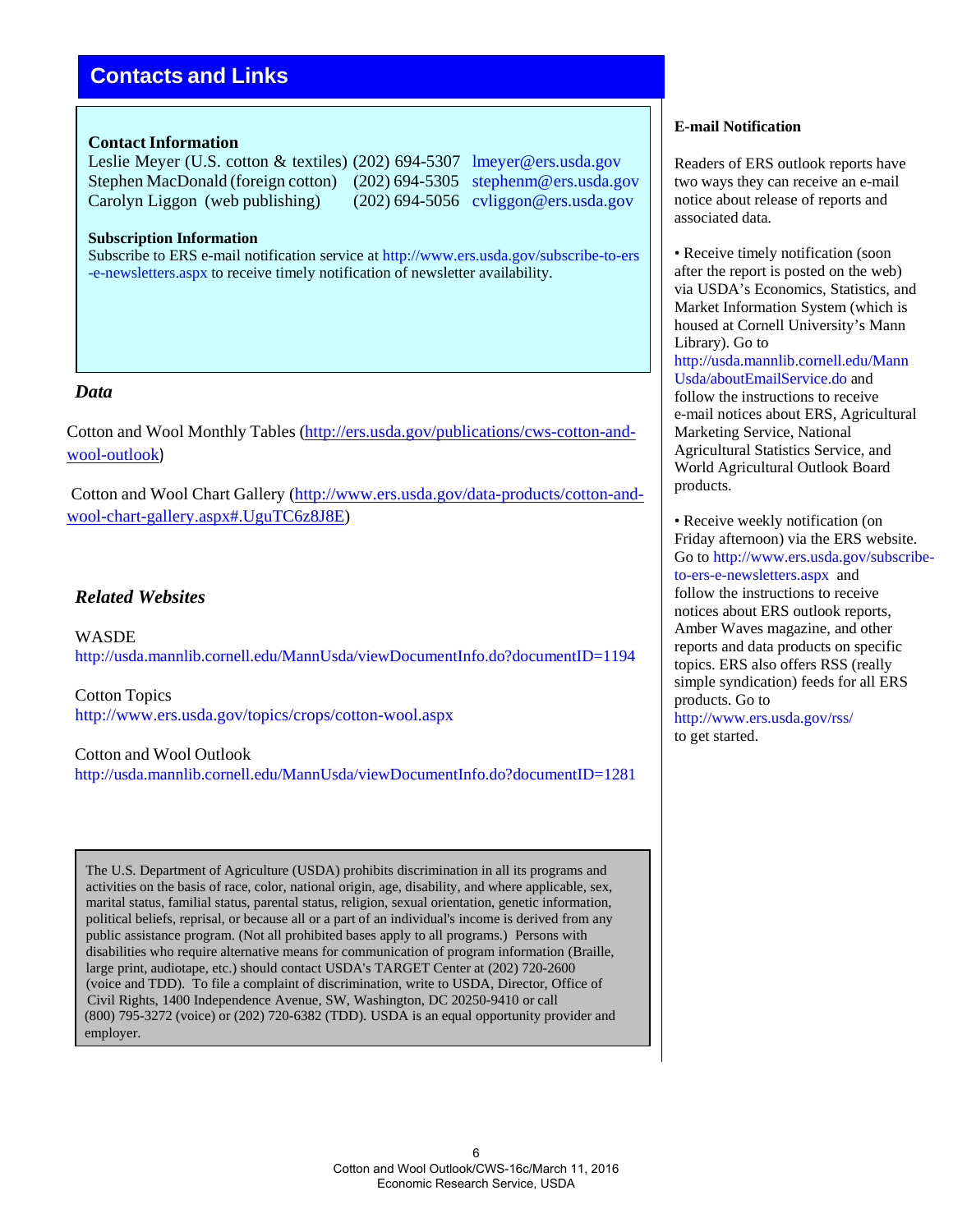## Contacts and Links

**Contact Information**

Leslie Meyer (U.S. cotton & textiles) (202) 694-5307 lmeyer@ers.usda.gov
Stephen MacDonald (foreign cotton) (202) 694-5305 stephenm@ers.usda.gov
Carolyn Liggon (web publishing) (202) 694-5056 cvliggon@ers.usda.gov

**Subscription Information**

Subscribe to ERS e-mail notification service at http://www.ers.usda.gov/subscribe-to-ers-e-newsletters.aspx to receive timely notification of newsletter availability.

### *Data*

Cotton and Wool Monthly Tables (http://ers.usda.gov/publications/cws-cotton-and-wool-outlook)

Cotton and Wool Chart Gallery (http://www.ers.usda.gov/data-products/cotton-and-wool-chart-gallery.aspx#.UguTC6z8J8E)

### *Related Websites*

WASDE
http://usda.mannlib.cornell.edu/MannUsda/viewDocumentInfo.do?documentID=1194

Cotton Topics
http://www.ers.usda.gov/topics/crops/cotton-wool.aspx

Cotton and Wool Outlook
http://usda.mannlib.cornell.edu/MannUsda/viewDocumentInfo.do?documentID=1281

The U.S. Department of Agriculture (USDA) prohibits discrimination in all its programs and activities on the basis of race, color, national origin, age, disability, and where applicable, sex, marital status, familial status, parental status, religion, sexual orientation, genetic information, political beliefs, reprisal, or because all or a part of an individual's income is derived from any public assistance program. (Not all prohibited bases apply to all programs.) Persons with disabilities who require alternative means for communication of program information (Braille, large print, audiotape, etc.) should contact USDA's TARGET Center at (202) 720-2600 (voice and TDD). To file a complaint of discrimination, write to USDA, Director, Office of Civil Rights, 1400 Independence Avenue, SW, Washington, DC 20250-9410 or call (800) 795-3272 (voice) or (202) 720-6382 (TDD). USDA is an equal opportunity provider and employer.

**E-mail Notification**

Readers of ERS outlook reports have two ways they can receive an e-mail notice about release of reports and associated data.

- Receive timely notification (soon after the report is posted on the web) via USDA's Economics, Statistics, and Market Information System (which is housed at Cornell University's Mann Library). Go to http://usda.mannlib.cornell.edu/MannUsda/aboutEmailService.do and follow the instructions to receive e-mail notices about ERS, Agricultural Marketing Service, National Agricultural Statistics Service, and World Agricultural Outlook Board products.

- Receive weekly notification (on Friday afternoon) via the ERS website. Go to http://www.ers.usda.gov/subscribe-to-ers-e-newsletters.aspx and follow the instructions to receive notices about ERS outlook reports, Amber Waves magazine, and other reports and data products on specific topics. ERS also offers RSS (really simple syndication) feeds for all ERS products. Go to http://www.ers.usda.gov/rss/ to get started.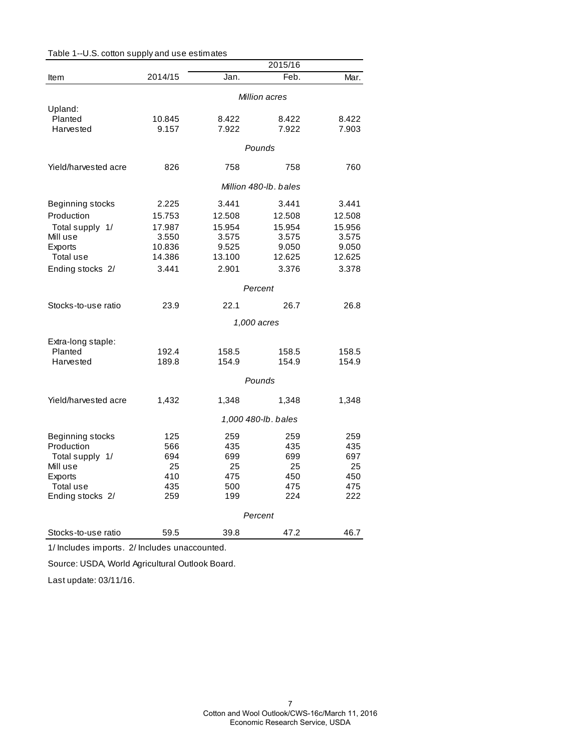Table 1--U.S. cotton supply and use estimates

| Item | 2014/15 | 2015/16 | | |
|---|---|---|---|---|
| | | Jan. | Feb. | Mar. |
| | *Million acres* | | | |
| Upland: | | | | |
| Planted | 10.845 | 8.422 | 8.422 | 8.422 |
| Harvested | 9.157 | 7.922 | 7.922 | 7.903 |
| | *Pounds* | | | |
| Yield/harvested acre | 826 | 758 | 758 | 760 |
| | *Million 480-lb. bales* | | | |
| Beginning stocks | 2.225 | 3.441 | 3.441 | 3.441 |
| Production | 15.753 | 12.508 | 12.508 | 12.508 |
| Total supply 1/ | 17.987 | 15.954 | 15.954 | 15.956 |
| Mill use | 3.550 | 3.575 | 3.575 | 3.575 |
| Exports | 10.836 | 9.525 | 9.050 | 9.050 |
| Total use | 14.386 | 13.100 | 12.625 | 12.625 |
| Ending stocks 2/ | 3.441 | 2.901 | 3.376 | 3.378 |
| | *Percent* | | | |
| Stocks-to-use ratio | 23.9 | 22.1 | 26.7 | 26.8 |
| | *1,000 acres* | | | |
| Extra-long staple: | | | | |
| Planted | 192.4 | 158.5 | 158.5 | 158.5 |
| Harvested | 189.8 | 154.9 | 154.9 | 154.9 |
| | *Pounds* | | | |
| Yield/harvested acre | 1,432 | 1,348 | 1,348 | 1,348 |
| | *1,000 480-lb. bales* | | | |
| Beginning stocks | 125 | 259 | 259 | 259 |
| Production | 566 | 435 | 435 | 435 |
| Total supply 1/ | 694 | 699 | 699 | 697 |
| Mill use | 25 | 25 | 25 | 25 |
| Exports | 410 | 475 | 450 | 450 |
| Total use | 435 | 500 | 475 | 475 |
| Ending stocks 2/ | 259 | 199 | 224 | 222 |
| | *Percent* | | | |
| Stocks-to-use ratio | 59.5 | 39.8 | 47.2 | 46.7 |

1/ Includes imports. 2/ Includes unaccounted.

Source: USDA, World Agricultural Outlook Board.

Last update: 03/11/16.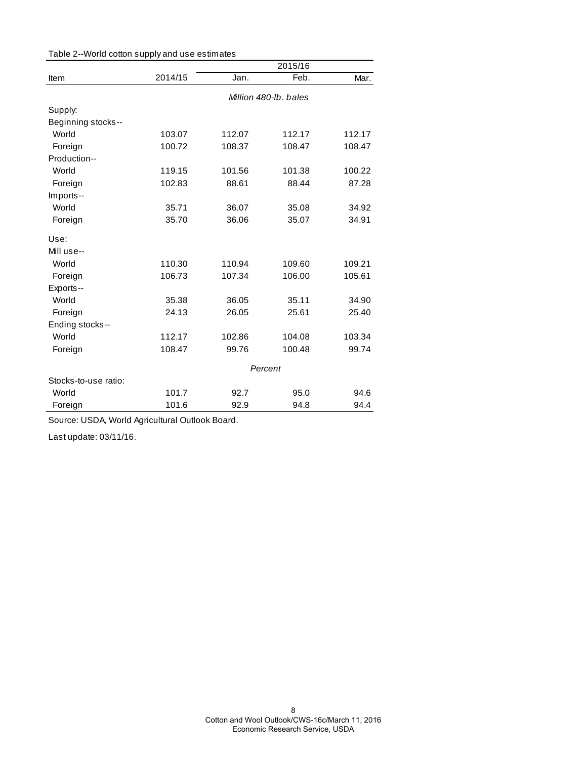Table 2--World cotton supply and use estimates

| Item | 2014/15 | 2015/16 Jan. | 2015/16 Feb. | 2015/16 Mar. |
|---|---|---|---|---|
| | *Million 480-lb. bales* | | | |
| Supply: | | | | |
| Beginning stocks-- | | | | |
| World | 103.07 | 112.07 | 112.17 | 112.17 |
| Foreign | 100.72 | 108.37 | 108.47 | 108.47 |
| Production-- | | | | |
| World | 119.15 | 101.56 | 101.38 | 100.22 |
| Foreign | 102.83 | 88.61 | 88.44 | 87.28 |
| Imports-- | | | | |
| World | 35.71 | 36.07 | 35.08 | 34.92 |
| Foreign | 35.70 | 36.06 | 35.07 | 34.91 |
| Use: | | | | |
| Mill use-- | | | | |
| World | 110.30 | 110.94 | 109.60 | 109.21 |
| Foreign | 106.73 | 107.34 | 106.00 | 105.61 |
| Exports-- | | | | |
| World | 35.38 | 36.05 | 35.11 | 34.90 |
| Foreign | 24.13 | 26.05 | 25.61 | 25.40 |
| Ending stocks-- | | | | |
| World | 112.17 | 102.86 | 104.08 | 103.34 |
| Foreign | 108.47 | 99.76 | 100.48 | 99.74 |
| | *Percent* | | | |
| Stocks-to-use ratio: | | | | |
| World | 101.7 | 92.7 | 95.0 | 94.6 |
| Foreign | 101.6 | 92.9 | 94.8 | 94.4 |

Source: USDA, World Agricultural Outlook Board.

Last update: 03/11/16.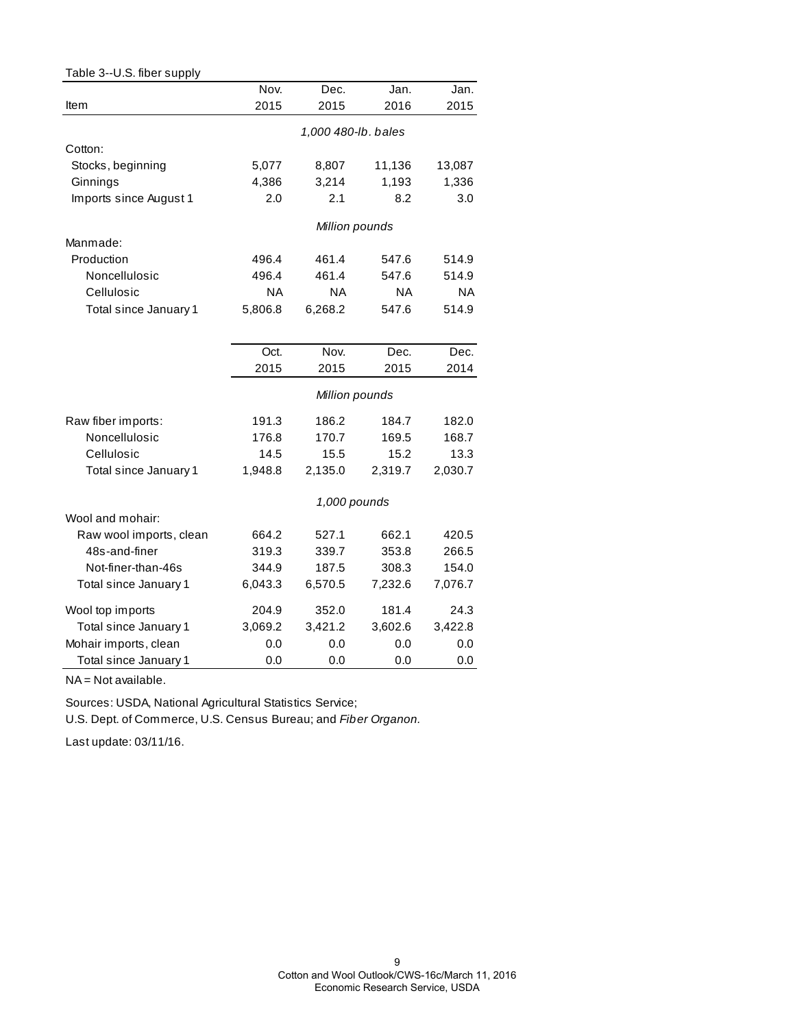Table 3--U.S. fiber supply

| Item | Nov. 2015 | Dec. 2015 | Jan. 2016 | Jan. 2015 |
|---|---|---|---|---|
| | *1,000 480-lb. bales* | | | |
| Cotton: | | | | |
| Stocks, beginning | 5,077 | 8,807 | 11,136 | 13,087 |
| Ginnings | 4,386 | 3,214 | 1,193 | 1,336 |
| Imports since August 1 | 2.0 | 2.1 | 8.2 | 3.0 |
| | *Million pounds* | | | |
| Manmade: | | | | |
| Production | 496.4 | 461.4 | 547.6 | 514.9 |
| Noncellulosic | 496.4 | 461.4 | 547.6 | 514.9 |
| Cellulosic | NA | NA | NA | NA |
| Total since January 1 | 5,806.8 | 6,268.2 | 547.6 | 514.9 |
| | **Oct. 2015** | **Nov. 2015** | **Dec. 2015** | **Dec. 2014** |
| | *Million pounds* | | | |
| Raw fiber imports: | 191.3 | 186.2 | 184.7 | 182.0 |
| Noncellulosic | 176.8 | 170.7 | 169.5 | 168.7 |
| Cellulosic | 14.5 | 15.5 | 15.2 | 13.3 |
| Total since January 1 | 1,948.8 | 2,135.0 | 2,319.7 | 2,030.7 |
| | *1,000 pounds* | | | |
| Wool and mohair: | | | | |
| Raw wool imports, clean | 664.2 | 527.1 | 662.1 | 420.5 |
| 48s-and-finer | 319.3 | 339.7 | 353.8 | 266.5 |
| Not-finer-than-46s | 344.9 | 187.5 | 308.3 | 154.0 |
| Total since January 1 | 6,043.3 | 6,570.5 | 7,232.6 | 7,076.7 |
| Wool top imports | 204.9 | 352.0 | 181.4 | 24.3 |
| Total since January 1 | 3,069.2 | 3,421.2 | 3,602.6 | 3,422.8 |
| Mohair imports, clean | 0.0 | 0.0 | 0.0 | 0.0 |
| Total since January 1 | 0.0 | 0.0 | 0.0 | 0.0 |

NA = Not available.

Sources: USDA, National Agricultural Statistics Service;
U.S. Dept. of Commerce, U.S. Census Bureau; and *Fiber Organon.*

Last update: 03/11/16.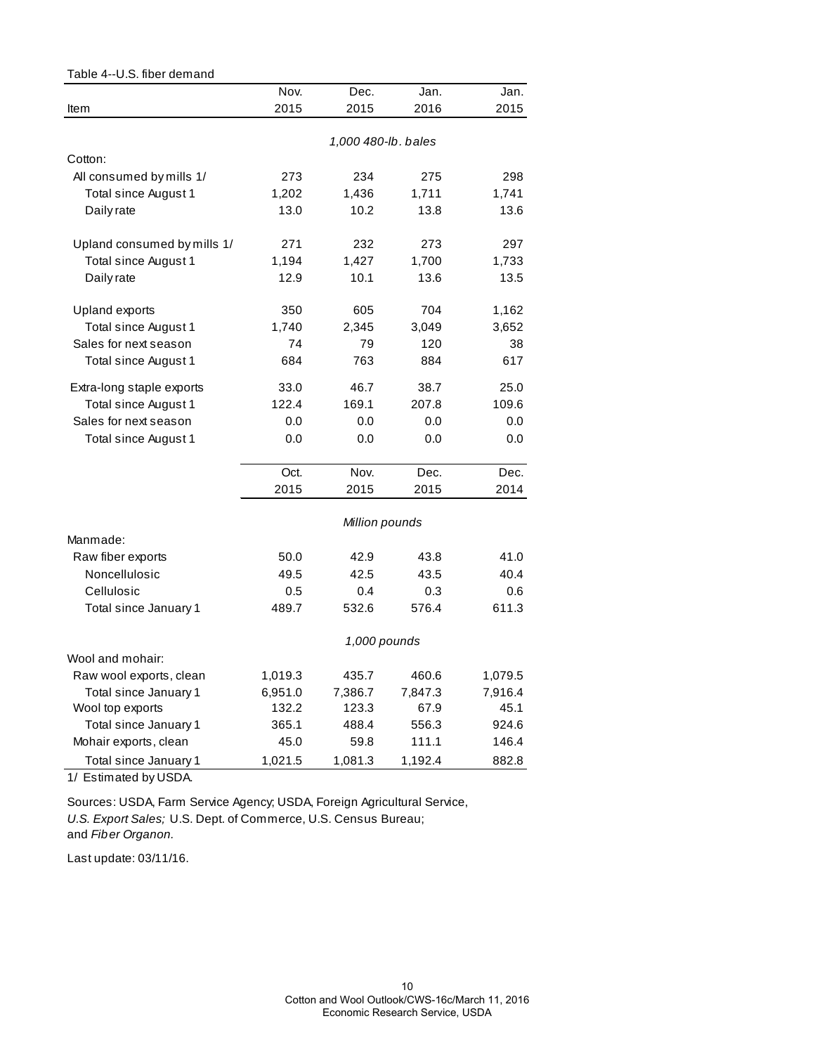Table 4--U.S. fiber demand

| Item | Nov. 2015 | Dec. 2015 | Jan. 2016 | Jan. 2015 |
|---|---|---|---|---|
| | *1,000 480-lb. bales* | | | |
| Cotton: | | | | |
| All consumed by mills 1/ | 273 | 234 | 275 | 298 |
| Total since August 1 | 1,202 | 1,436 | 1,711 | 1,741 |
| Daily rate | 13.0 | 10.2 | 13.8 | 13.6 |
| Upland consumed by mills 1/ | 271 | 232 | 273 | 297 |
| Total since August 1 | 1,194 | 1,427 | 1,700 | 1,733 |
| Daily rate | 12.9 | 10.1 | 13.6 | 13.5 |
| Upland exports | 350 | 605 | 704 | 1,162 |
| Total since August 1 | 1,740 | 2,345 | 3,049 | 3,652 |
| Sales for next season | 74 | 79 | 120 | 38 |
| Total since August 1 | 684 | 763 | 884 | 617 |
| Extra-long staple exports | 33.0 | 46.7 | 38.7 | 25.0 |
| Total since August 1 | 122.4 | 169.1 | 207.8 | 109.6 |
| Sales for next season | 0.0 | 0.0 | 0.0 | 0.0 |
| Total since August 1 | 0.0 | 0.0 | 0.0 | 0.0 |
| | **Oct. 2015** | **Nov. 2015** | **Dec. 2015** | **Dec. 2014** |
| | *Million pounds* | | | |
| Manmade: | | | | |
| Raw fiber exports | 50.0 | 42.9 | 43.8 | 41.0 |
| Noncellulosic | 49.5 | 42.5 | 43.5 | 40.4 |
| Cellulosic | 0.5 | 0.4 | 0.3 | 0.6 |
| Total since January 1 | 489.7 | 532.6 | 576.4 | 611.3 |
| | *1,000 pounds* | | | |
| Wool and mohair: | | | | |
| Raw wool exports, clean | 1,019.3 | 435.7 | 460.6 | 1,079.5 |
| Total since January 1 | 6,951.0 | 7,386.7 | 7,847.3 | 7,916.4 |
| Wool top exports | 132.2 | 123.3 | 67.9 | 45.1 |
| Total since January 1 | 365.1 | 488.4 | 556.3 | 924.6 |
| Mohair exports, clean | 45.0 | 59.8 | 111.1 | 146.4 |
| Total since January 1 | 1,021.5 | 1,081.3 | 1,192.4 | 882.8 |

1/ Estimated by USDA.

Sources: USDA, Farm Service Agency; USDA, Foreign Agricultural Service, *U.S. Export Sales;* U.S. Dept. of Commerce, U.S. Census Bureau; and *Fiber Organon.*

Last update: 03/11/16.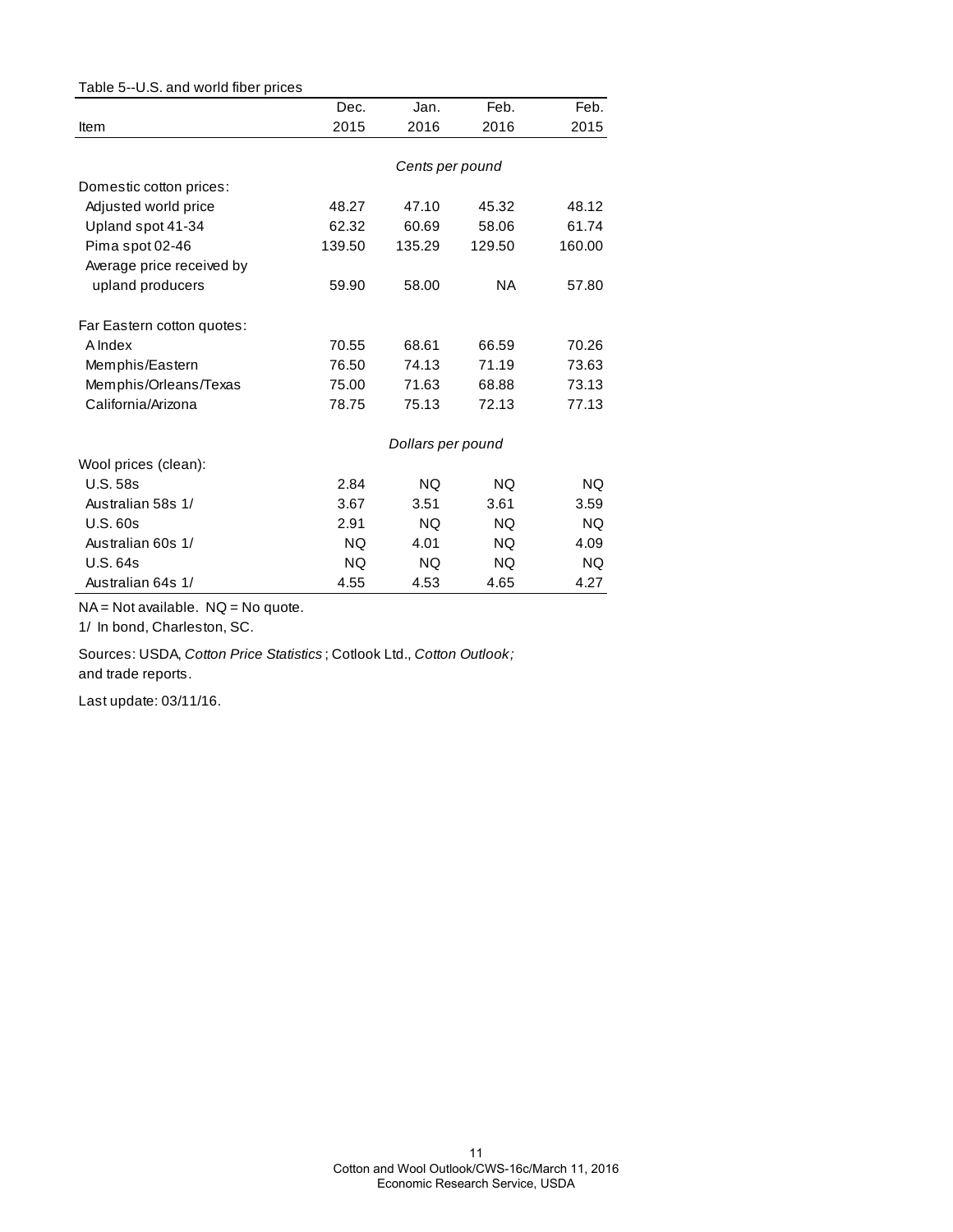Table 5--U.S. and world fiber prices

| Item | Dec. 2015 | Jan. 2016 | Feb. 2016 | Feb. 2015 |
|---|---|---|---|---|
| | *Cents per pound* | | | |
| Domestic cotton prices: | | | | |
| Adjusted world price | 48.27 | 47.10 | 45.32 | 48.12 |
| Upland spot 41-34 | 62.32 | 60.69 | 58.06 | 61.74 |
| Pima spot 02-46 | 139.50 | 135.29 | 129.50 | 160.00 |
| Average price received by upland producers | 59.90 | 58.00 | NA | 57.80 |
| Far Eastern cotton quotes: | | | | |
| A Index | 70.55 | 68.61 | 66.59 | 70.26 |
| Memphis/Eastern | 76.50 | 74.13 | 71.19 | 73.63 |
| Memphis/Orleans/Texas | 75.00 | 71.63 | 68.88 | 73.13 |
| California/Arizona | 78.75 | 75.13 | 72.13 | 77.13 |
| | *Dollars per pound* | | | |
| Wool prices (clean): | | | | |
| U.S. 58s | 2.84 | NQ | NQ | NQ |
| Australian 58s 1/ | 3.67 | 3.51 | 3.61 | 3.59 |
| U.S. 60s | 2.91 | NQ | NQ | NQ |
| Australian 60s 1/ | NQ | 4.01 | NQ | 4.09 |
| U.S. 64s | NQ | NQ | NQ | NQ |
| Australian 64s 1/ | 4.55 | 4.53 | 4.65 | 4.27 |

NA = Not available. NQ = No quote.

1/ In bond, Charleston, SC.

Sources: USDA, *Cotton Price Statistics*; Cotlook Ltd., *Cotton Outlook;* and trade reports.

Last update: 03/11/16.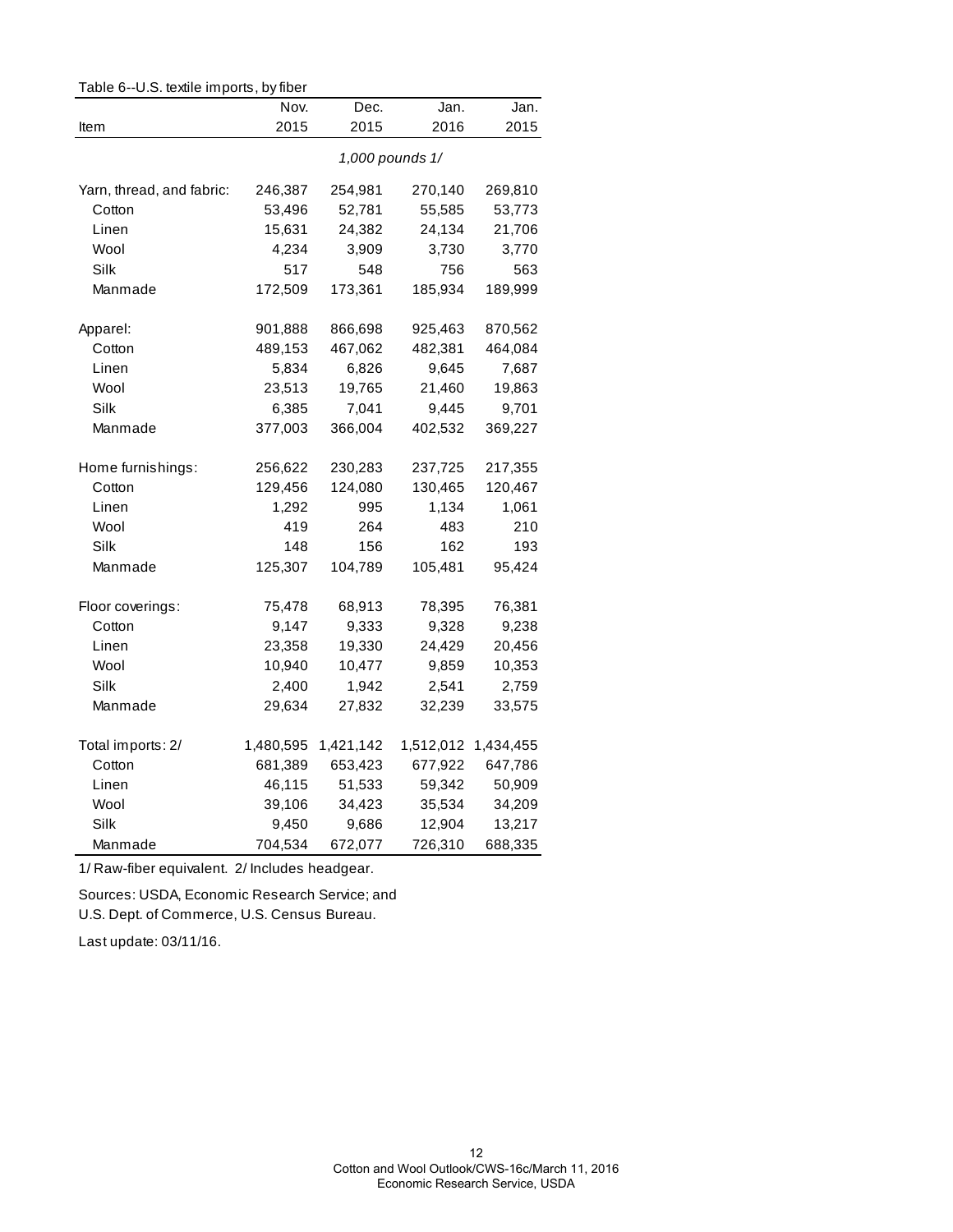Table 6--U.S. textile imports, by fiber

| Item | Nov. 2015 | Dec. 2015 | Jan. 2016 | Jan. 2015 |
|---|---|---|---|---|
| | *1,000 pounds 1/* | | | |
| Yarn, thread, and fabric: | 246,387 | 254,981 | 270,140 | 269,810 |
| Cotton | 53,496 | 52,781 | 55,585 | 53,773 |
| Linen | 15,631 | 24,382 | 24,134 | 21,706 |
| Wool | 4,234 | 3,909 | 3,730 | 3,770 |
| Silk | 517 | 548 | 756 | 563 |
| Manmade | 172,509 | 173,361 | 185,934 | 189,999 |
| Apparel: | 901,888 | 866,698 | 925,463 | 870,562 |
| Cotton | 489,153 | 467,062 | 482,381 | 464,084 |
| Linen | 5,834 | 6,826 | 9,645 | 7,687 |
| Wool | 23,513 | 19,765 | 21,460 | 19,863 |
| Silk | 6,385 | 7,041 | 9,445 | 9,701 |
| Manmade | 377,003 | 366,004 | 402,532 | 369,227 |
| Home furnishings: | 256,622 | 230,283 | 237,725 | 217,355 |
| Cotton | 129,456 | 124,080 | 130,465 | 120,467 |
| Linen | 1,292 | 995 | 1,134 | 1,061 |
| Wool | 419 | 264 | 483 | 210 |
| Silk | 148 | 156 | 162 | 193 |
| Manmade | 125,307 | 104,789 | 105,481 | 95,424 |
| Floor coverings: | 75,478 | 68,913 | 78,395 | 76,381 |
| Cotton | 9,147 | 9,333 | 9,328 | 9,238 |
| Linen | 23,358 | 19,330 | 24,429 | 20,456 |
| Wool | 10,940 | 10,477 | 9,859 | 10,353 |
| Silk | 2,400 | 1,942 | 2,541 | 2,759 |
| Manmade | 29,634 | 27,832 | 32,239 | 33,575 |
| Total imports: 2/ | 1,480,595 | 1,421,142 | 1,512,012 | 1,434,455 |
| Cotton | 681,389 | 653,423 | 677,922 | 647,786 |
| Linen | 46,115 | 51,533 | 59,342 | 50,909 |
| Wool | 39,106 | 34,423 | 35,534 | 34,209 |
| Silk | 9,450 | 9,686 | 12,904 | 13,217 |
| Manmade | 704,534 | 672,077 | 726,310 | 688,335 |

1/ Raw-fiber equivalent. 2/ Includes headgear.

Sources: USDA, Economic Research Service; and U.S. Dept. of Commerce, U.S. Census Bureau.

Last update: 03/11/16.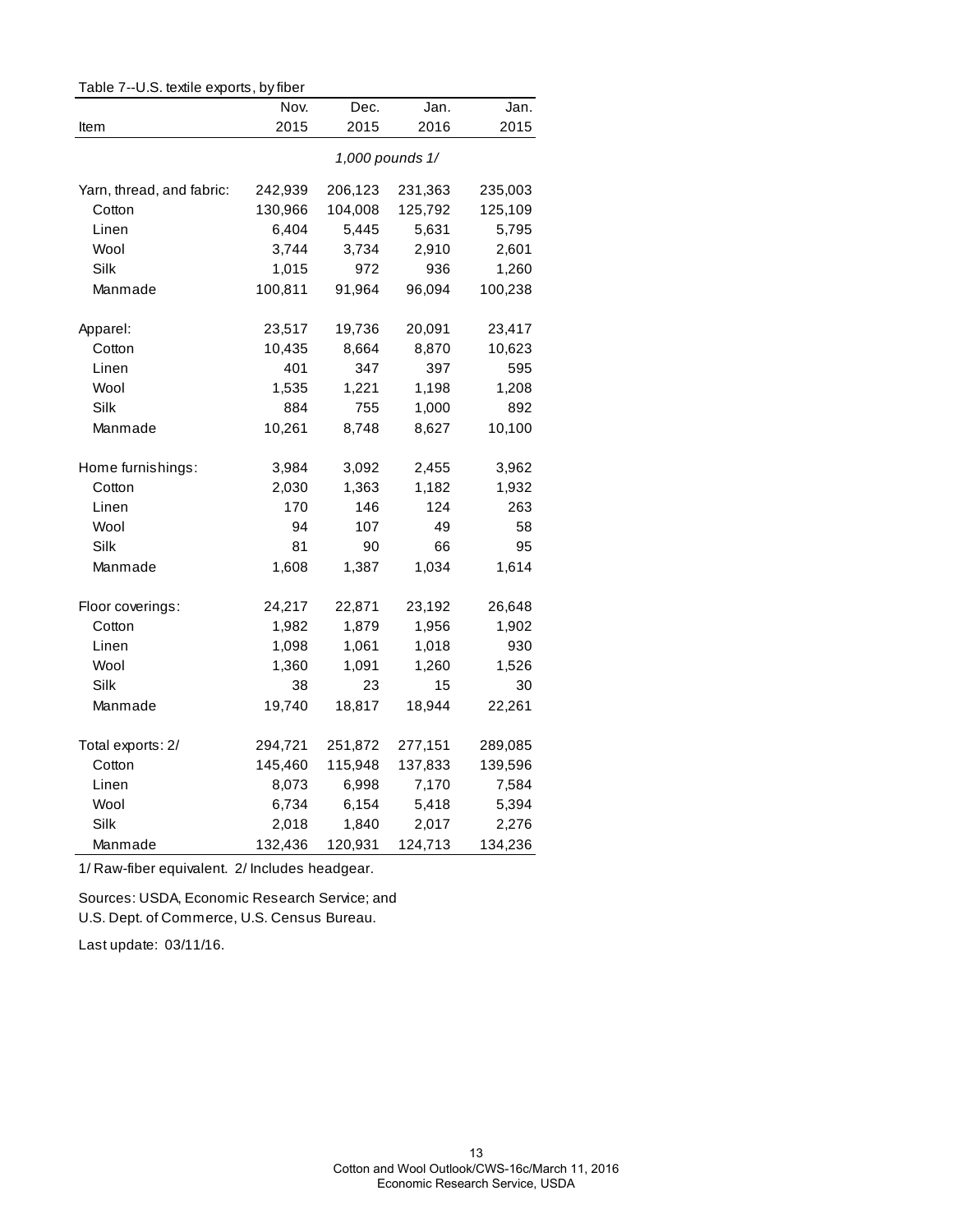Table 7--U.S. textile exports, by fiber

| Item | Nov. 2015 | Dec. 2015 | Jan. 2016 | Jan. 2015 |
|---|---|---|---|---|
| | *1,000 pounds 1/* | | | |
| Yarn, thread, and fabric: | 242,939 | 206,123 | 231,363 | 235,003 |
| Cotton | 130,966 | 104,008 | 125,792 | 125,109 |
| Linen | 6,404 | 5,445 | 5,631 | 5,795 |
| Wool | 3,744 | 3,734 | 2,910 | 2,601 |
| Silk | 1,015 | 972 | 936 | 1,260 |
| Manmade | 100,811 | 91,964 | 96,094 | 100,238 |
| Apparel: | 23,517 | 19,736 | 20,091 | 23,417 |
| Cotton | 10,435 | 8,664 | 8,870 | 10,623 |
| Linen | 401 | 347 | 397 | 595 |
| Wool | 1,535 | 1,221 | 1,198 | 1,208 |
| Silk | 884 | 755 | 1,000 | 892 |
| Manmade | 10,261 | 8,748 | 8,627 | 10,100 |
| Home furnishings: | 3,984 | 3,092 | 2,455 | 3,962 |
| Cotton | 2,030 | 1,363 | 1,182 | 1,932 |
| Linen | 170 | 146 | 124 | 263 |
| Wool | 94 | 107 | 49 | 58 |
| Silk | 81 | 90 | 66 | 95 |
| Manmade | 1,608 | 1,387 | 1,034 | 1,614 |
| Floor coverings: | 24,217 | 22,871 | 23,192 | 26,648 |
| Cotton | 1,982 | 1,879 | 1,956 | 1,902 |
| Linen | 1,098 | 1,061 | 1,018 | 930 |
| Wool | 1,360 | 1,091 | 1,260 | 1,526 |
| Silk | 38 | 23 | 15 | 30 |
| Manmade | 19,740 | 18,817 | 18,944 | 22,261 |
| Total exports: 2/ | 294,721 | 251,872 | 277,151 | 289,085 |
| Cotton | 145,460 | 115,948 | 137,833 | 139,596 |
| Linen | 8,073 | 6,998 | 7,170 | 7,584 |
| Wool | 6,734 | 6,154 | 5,418 | 5,394 |
| Silk | 2,018 | 1,840 | 2,017 | 2,276 |
| Manmade | 132,436 | 120,931 | 124,713 | 134,236 |

1/ Raw-fiber equivalent. 2/ Includes headgear.

Sources: USDA, Economic Research Service; and U.S. Dept. of Commerce, U.S. Census Bureau.

Last update: 03/11/16.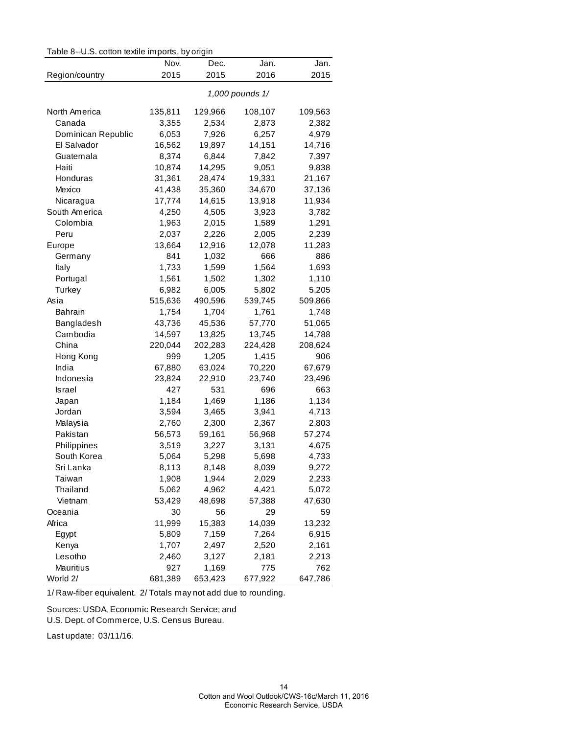Table 8--U.S. cotton textile imports, by origin

| Region/country | Nov. 2015 | Dec. 2015 | Jan. 2016 | Jan. 2015 |
|---|---|---|---|---|
| | *1,000 pounds 1/* | | | |
| North America | 135,811 | 129,966 | 108,107 | 109,563 |
| Canada | 3,355 | 2,534 | 2,873 | 2,382 |
| Dominican Republic | 6,053 | 7,926 | 6,257 | 4,979 |
| El Salvador | 16,562 | 19,897 | 14,151 | 14,716 |
| Guatemala | 8,374 | 6,844 | 7,842 | 7,397 |
| Haiti | 10,874 | 14,295 | 9,051 | 9,838 |
| Honduras | 31,361 | 28,474 | 19,331 | 21,167 |
| Mexico | 41,438 | 35,360 | 34,670 | 37,136 |
| Nicaragua | 17,774 | 14,615 | 13,918 | 11,934 |
| South America | 4,250 | 4,505 | 3,923 | 3,782 |
| Colombia | 1,963 | 2,015 | 1,589 | 1,291 |
| Peru | 2,037 | 2,226 | 2,005 | 2,239 |
| Europe | 13,664 | 12,916 | 12,078 | 11,283 |
| Germany | 841 | 1,032 | 666 | 886 |
| Italy | 1,733 | 1,599 | 1,564 | 1,693 |
| Portugal | 1,561 | 1,502 | 1,302 | 1,110 |
| Turkey | 6,982 | 6,005 | 5,802 | 5,205 |
| Asia | 515,636 | 490,596 | 539,745 | 509,866 |
| Bahrain | 1,754 | 1,704 | 1,761 | 1,748 |
| Bangladesh | 43,736 | 45,536 | 57,770 | 51,065 |
| Cambodia | 14,597 | 13,825 | 13,745 | 14,788 |
| China | 220,044 | 202,283 | 224,428 | 208,624 |
| Hong Kong | 999 | 1,205 | 1,415 | 906 |
| India | 67,880 | 63,024 | 70,220 | 67,679 |
| Indonesia | 23,824 | 22,910 | 23,740 | 23,496 |
| Israel | 427 | 531 | 696 | 663 |
| Japan | 1,184 | 1,469 | 1,186 | 1,134 |
| Jordan | 3,594 | 3,465 | 3,941 | 4,713 |
| Malaysia | 2,760 | 2,300 | 2,367 | 2,803 |
| Pakistan | 56,573 | 59,161 | 56,968 | 57,274 |
| Philippines | 3,519 | 3,227 | 3,131 | 4,675 |
| South Korea | 5,064 | 5,298 | 5,698 | 4,733 |
| Sri Lanka | 8,113 | 8,148 | 8,039 | 9,272 |
| Taiwan | 1,908 | 1,944 | 2,029 | 2,233 |
| Thailand | 5,062 | 4,962 | 4,421 | 5,072 |
| Vietnam | 53,429 | 48,698 | 57,388 | 47,630 |
| Oceania | 30 | 56 | 29 | 59 |
| Africa | 11,999 | 15,383 | 14,039 | 13,232 |
| Egypt | 5,809 | 7,159 | 7,264 | 6,915 |
| Kenya | 1,707 | 2,497 | 2,520 | 2,161 |
| Lesotho | 2,460 | 3,127 | 2,181 | 2,213 |
| Mauritius | 927 | 1,169 | 775 | 762 |
| World 2/ | 681,389 | 653,423 | 677,922 | 647,786 |

1/ Raw-fiber equivalent. 2/ Totals may not add due to rounding.

Sources: USDA, Economic Research Service; and
U.S. Dept. of Commerce, U.S. Census Bureau.

Last update: 03/11/16.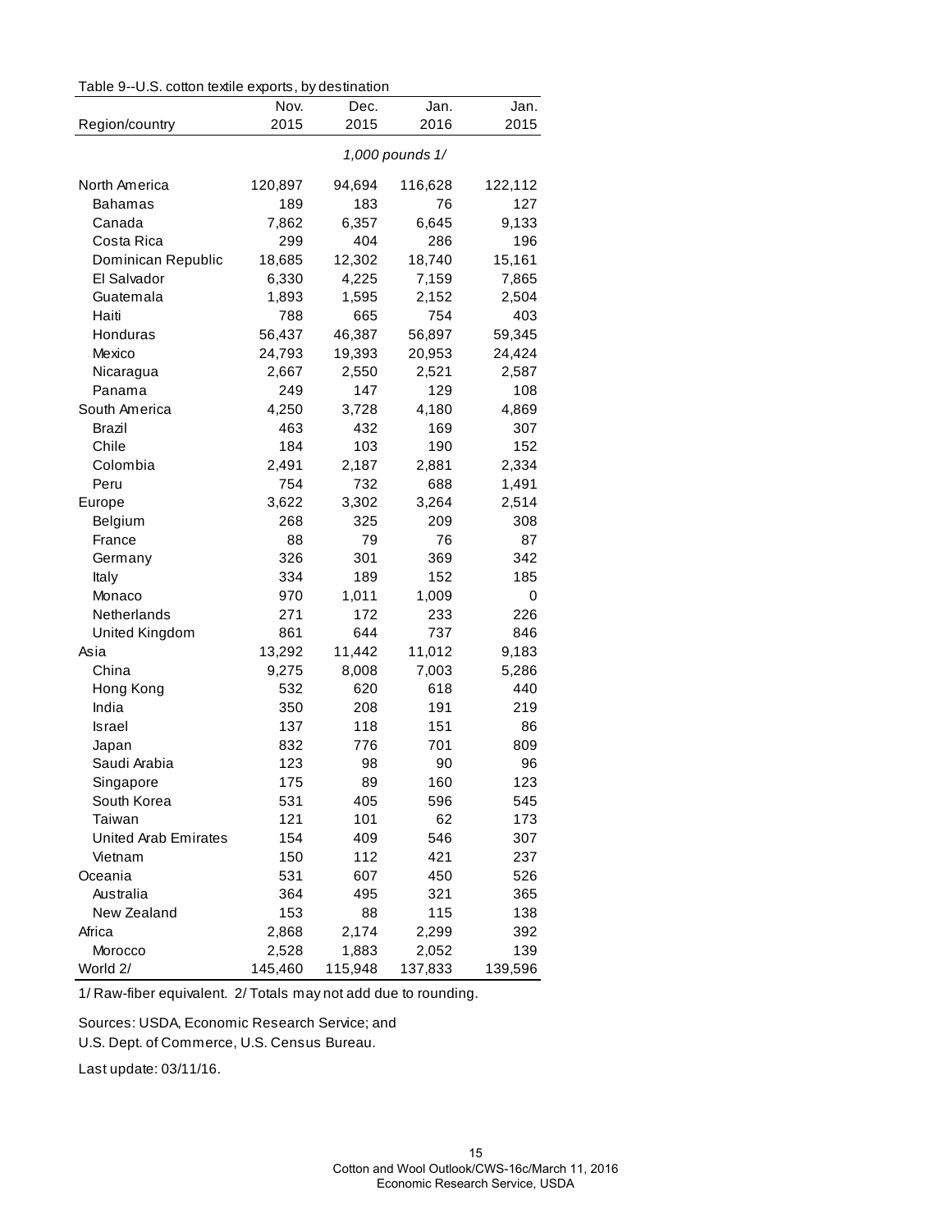Table 9--U.S. cotton textile exports, by destination

| Region/country | Nov. 2015 | Dec. 2015 | Jan. 2016 | Jan. 2015 |
|---|---|---|---|---|
| | *1,000 pounds 1/* | | | |
| North America | 120,897 | 94,694 | 116,628 | 122,112 |
| Bahamas | 189 | 183 | 76 | 127 |
| Canada | 7,862 | 6,357 | 6,645 | 9,133 |
| Costa Rica | 299 | 404 | 286 | 196 |
| Dominican Republic | 18,685 | 12,302 | 18,740 | 15,161 |
| El Salvador | 6,330 | 4,225 | 7,159 | 7,865 |
| Guatemala | 1,893 | 1,595 | 2,152 | 2,504 |
| Haiti | 788 | 665 | 754 | 403 |
| Honduras | 56,437 | 46,387 | 56,897 | 59,345 |
| Mexico | 24,793 | 19,393 | 20,953 | 24,424 |
| Nicaragua | 2,667 | 2,550 | 2,521 | 2,587 |
| Panama | 249 | 147 | 129 | 108 |
| South America | 4,250 | 3,728 | 4,180 | 4,869 |
| Brazil | 463 | 432 | 169 | 307 |
| Chile | 184 | 103 | 190 | 152 |
| Colombia | 2,491 | 2,187 | 2,881 | 2,334 |
| Peru | 754 | 732 | 688 | 1,491 |
| Europe | 3,622 | 3,302 | 3,264 | 2,514 |
| Belgium | 268 | 325 | 209 | 308 |
| France | 88 | 79 | 76 | 87 |
| Germany | 326 | 301 | 369 | 342 |
| Italy | 334 | 189 | 152 | 185 |
| Monaco | 970 | 1,011 | 1,009 | 0 |
| Netherlands | 271 | 172 | 233 | 226 |
| United Kingdom | 861 | 644 | 737 | 846 |
| Asia | 13,292 | 11,442 | 11,012 | 9,183 |
| China | 9,275 | 8,008 | 7,003 | 5,286 |
| Hong Kong | 532 | 620 | 618 | 440 |
| India | 350 | 208 | 191 | 219 |
| Israel | 137 | 118 | 151 | 86 |
| Japan | 832 | 776 | 701 | 809 |
| Saudi Arabia | 123 | 98 | 90 | 96 |
| Singapore | 175 | 89 | 160 | 123 |
| South Korea | 531 | 405 | 596 | 545 |
| Taiwan | 121 | 101 | 62 | 173 |
| United Arab Emirates | 154 | 409 | 546 | 307 |
| Vietnam | 150 | 112 | 421 | 237 |
| Oceania | 531 | 607 | 450 | 526 |
| Australia | 364 | 495 | 321 | 365 |
| New Zealand | 153 | 88 | 115 | 138 |
| Africa | 2,868 | 2,174 | 2,299 | 392 |
| Morocco | 2,528 | 1,883 | 2,052 | 139 |
| World 2/ | 145,460 | 115,948 | 137,833 | 139,596 |

1/ Raw-fiber equivalent. 2/ Totals may not add due to rounding.

Sources: USDA, Economic Research Service; and
U.S. Dept. of Commerce, U.S. Census Bureau.

Last update: 03/11/16.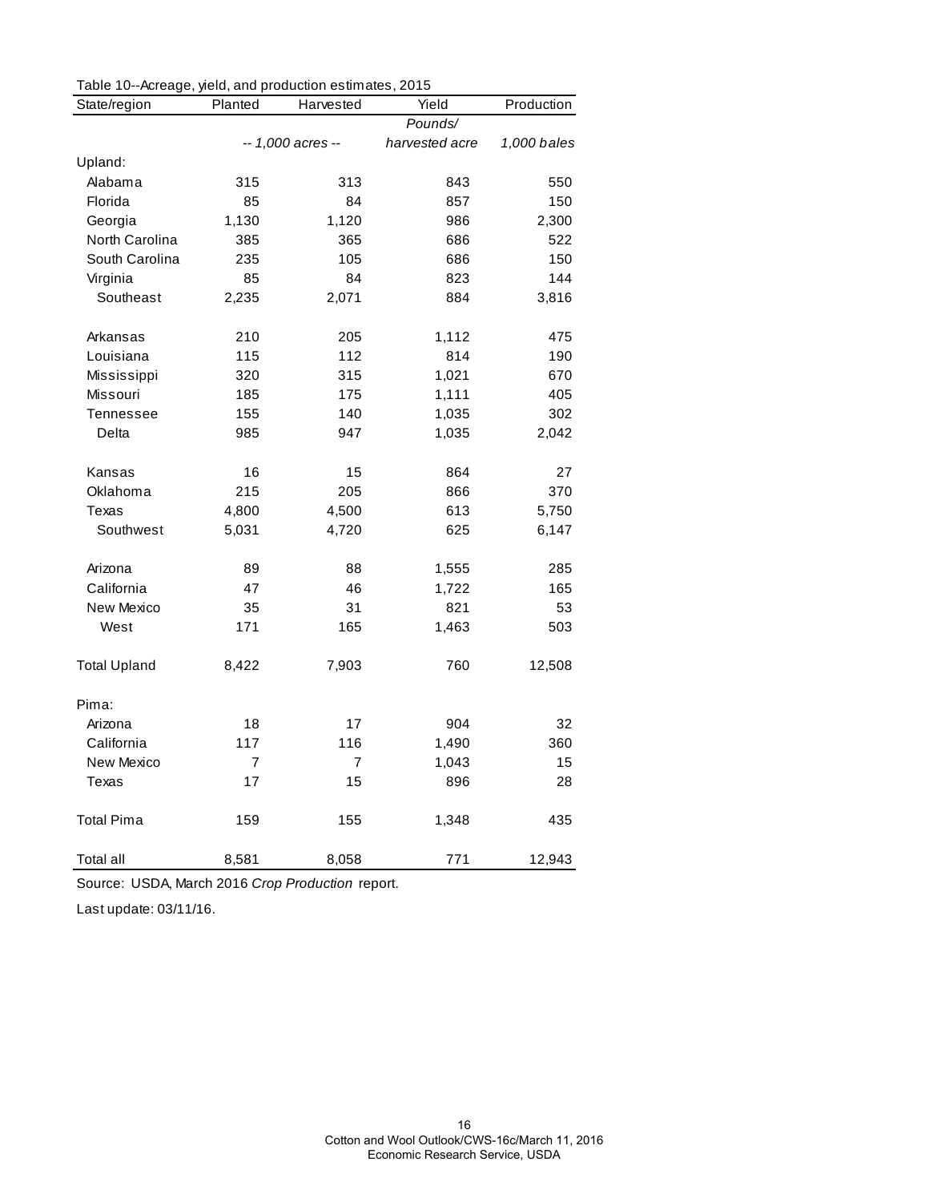Table 10--Acreage, yield, and production estimates, 2015

| State/region | Planted | Harvested | Yield | Production |
|---|---|---|---|---|
| | | | *Pounds/* | |
| | *-- 1,000 acres --* | | *harvested acre* | *1,000 bales* |
| Upland: | | | | |
| Alabama | 315 | 313 | 843 | 550 |
| Florida | 85 | 84 | 857 | 150 |
| Georgia | 1,130 | 1,120 | 986 | 2,300 |
| North Carolina | 385 | 365 | 686 | 522 |
| South Carolina | 235 | 105 | 686 | 150 |
| Virginia | 85 | 84 | 823 | 144 |
| Southeast | 2,235 | 2,071 | 884 | 3,816 |
| | | | | |
| Arkansas | 210 | 205 | 1,112 | 475 |
| Louisiana | 115 | 112 | 814 | 190 |
| Mississippi | 320 | 315 | 1,021 | 670 |
| Missouri | 185 | 175 | 1,111 | 405 |
| Tennessee | 155 | 140 | 1,035 | 302 |
| Delta | 985 | 947 | 1,035 | 2,042 |
| | | | | |
| Kansas | 16 | 15 | 864 | 27 |
| Oklahoma | 215 | 205 | 866 | 370 |
| Texas | 4,800 | 4,500 | 613 | 5,750 |
| Southwest | 5,031 | 4,720 | 625 | 6,147 |
| | | | | |
| Arizona | 89 | 88 | 1,555 | 285 |
| California | 47 | 46 | 1,722 | 165 |
| New Mexico | 35 | 31 | 821 | 53 |
| West | 171 | 165 | 1,463 | 503 |
| | | | | |
| Total Upland | 8,422 | 7,903 | 760 | 12,508 |
| | | | | |
| Pima: | | | | |
| Arizona | 18 | 17 | 904 | 32 |
| California | 117 | 116 | 1,490 | 360 |
| New Mexico | 7 | 7 | 1,043 | 15 |
| Texas | 17 | 15 | 896 | 28 |
| | | | | |
| Total Pima | 159 | 155 | 1,348 | 435 |
| | | | | |
| Total all | 8,581 | 8,058 | 771 | 12,943 |

Source: USDA, March 2016 *Crop Production* report.

Last update: 03/11/16.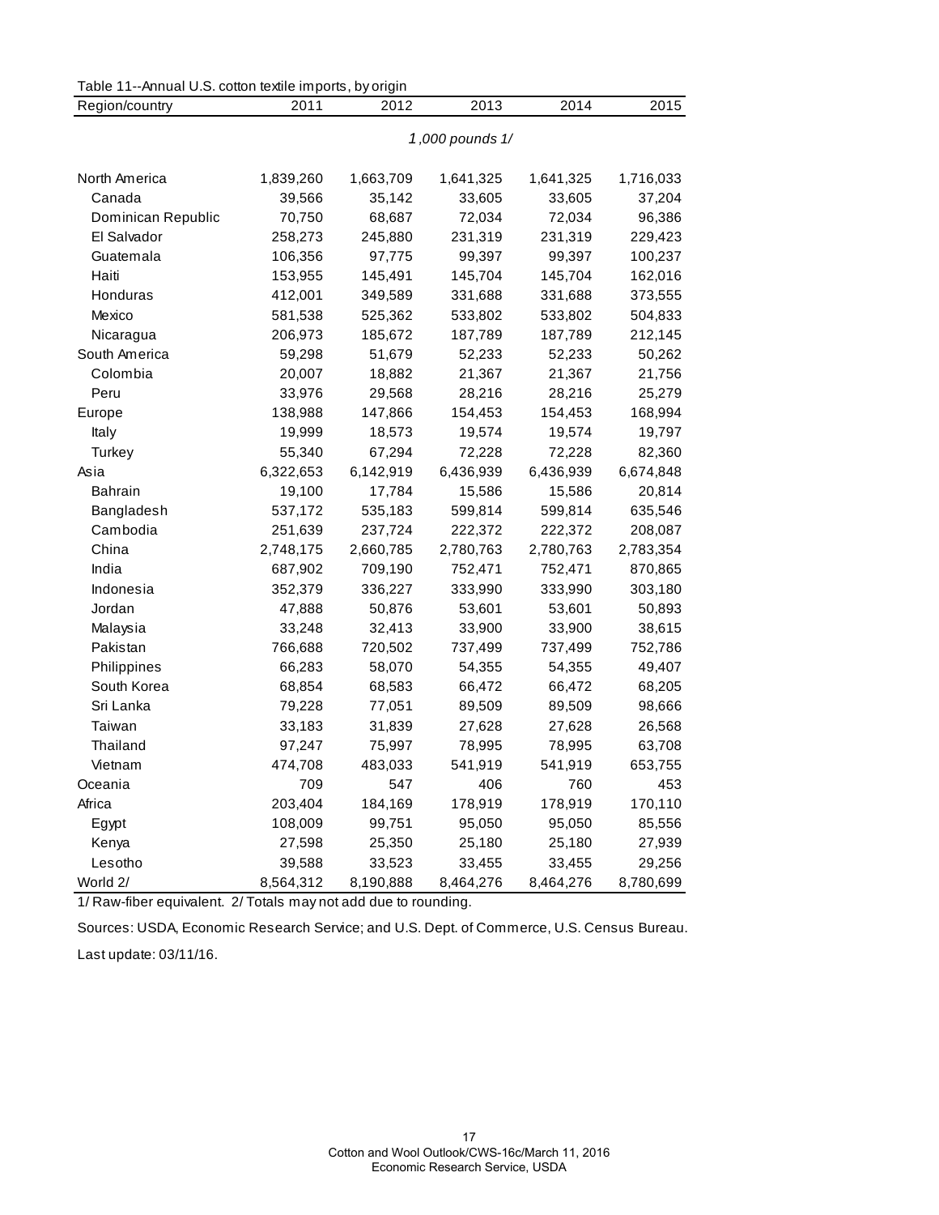Table 11--Annual U.S. cotton textile imports, by origin

| Region/country | 2011 | 2012 | 2013 | 2014 | 2015 |
|---|---|---|---|---|---|
| | | | *1,000 pounds 1/* | | |
| North America | 1,839,260 | 1,663,709 | 1,641,325 | 1,641,325 | 1,716,033 |
| Canada | 39,566 | 35,142 | 33,605 | 33,605 | 37,204 |
| Dominican Republic | 70,750 | 68,687 | 72,034 | 72,034 | 96,386 |
| El Salvador | 258,273 | 245,880 | 231,319 | 231,319 | 229,423 |
| Guatemala | 106,356 | 97,775 | 99,397 | 99,397 | 100,237 |
| Haiti | 153,955 | 145,491 | 145,704 | 145,704 | 162,016 |
| Honduras | 412,001 | 349,589 | 331,688 | 331,688 | 373,555 |
| Mexico | 581,538 | 525,362 | 533,802 | 533,802 | 504,833 |
| Nicaragua | 206,973 | 185,672 | 187,789 | 187,789 | 212,145 |
| South America | 59,298 | 51,679 | 52,233 | 52,233 | 50,262 |
| Colombia | 20,007 | 18,882 | 21,367 | 21,367 | 21,756 |
| Peru | 33,976 | 29,568 | 28,216 | 28,216 | 25,279 |
| Europe | 138,988 | 147,866 | 154,453 | 154,453 | 168,994 |
| Italy | 19,999 | 18,573 | 19,574 | 19,574 | 19,797 |
| Turkey | 55,340 | 67,294 | 72,228 | 72,228 | 82,360 |
| Asia | 6,322,653 | 6,142,919 | 6,436,939 | 6,436,939 | 6,674,848 |
| Bahrain | 19,100 | 17,784 | 15,586 | 15,586 | 20,814 |
| Bangladesh | 537,172 | 535,183 | 599,814 | 599,814 | 635,546 |
| Cambodia | 251,639 | 237,724 | 222,372 | 222,372 | 208,087 |
| China | 2,748,175 | 2,660,785 | 2,780,763 | 2,780,763 | 2,783,354 |
| India | 687,902 | 709,190 | 752,471 | 752,471 | 870,865 |
| Indonesia | 352,379 | 336,227 | 333,990 | 333,990 | 303,180 |
| Jordan | 47,888 | 50,876 | 53,601 | 53,601 | 50,893 |
| Malaysia | 33,248 | 32,413 | 33,900 | 33,900 | 38,615 |
| Pakistan | 766,688 | 720,502 | 737,499 | 737,499 | 752,786 |
| Philippines | 66,283 | 58,070 | 54,355 | 54,355 | 49,407 |
| South Korea | 68,854 | 68,583 | 66,472 | 66,472 | 68,205 |
| Sri Lanka | 79,228 | 77,051 | 89,509 | 89,509 | 98,666 |
| Taiwan | 33,183 | 31,839 | 27,628 | 27,628 | 26,568 |
| Thailand | 97,247 | 75,997 | 78,995 | 78,995 | 63,708 |
| Vietnam | 474,708 | 483,033 | 541,919 | 541,919 | 653,755 |
| Oceania | 709 | 547 | 406 | 760 | 453 |
| Africa | 203,404 | 184,169 | 178,919 | 178,919 | 170,110 |
| Egypt | 108,009 | 99,751 | 95,050 | 95,050 | 85,556 |
| Kenya | 27,598 | 25,350 | 25,180 | 25,180 | 27,939 |
| Lesotho | 39,588 | 33,523 | 33,455 | 33,455 | 29,256 |
| World 2/ | 8,564,312 | 8,190,888 | 8,464,276 | 8,464,276 | 8,780,699 |

1/ Raw-fiber equivalent. 2/ Totals may not add due to rounding.

Sources: USDA, Economic Research Service; and U.S. Dept. of Commerce, U.S. Census Bureau.

Last update: 03/11/16.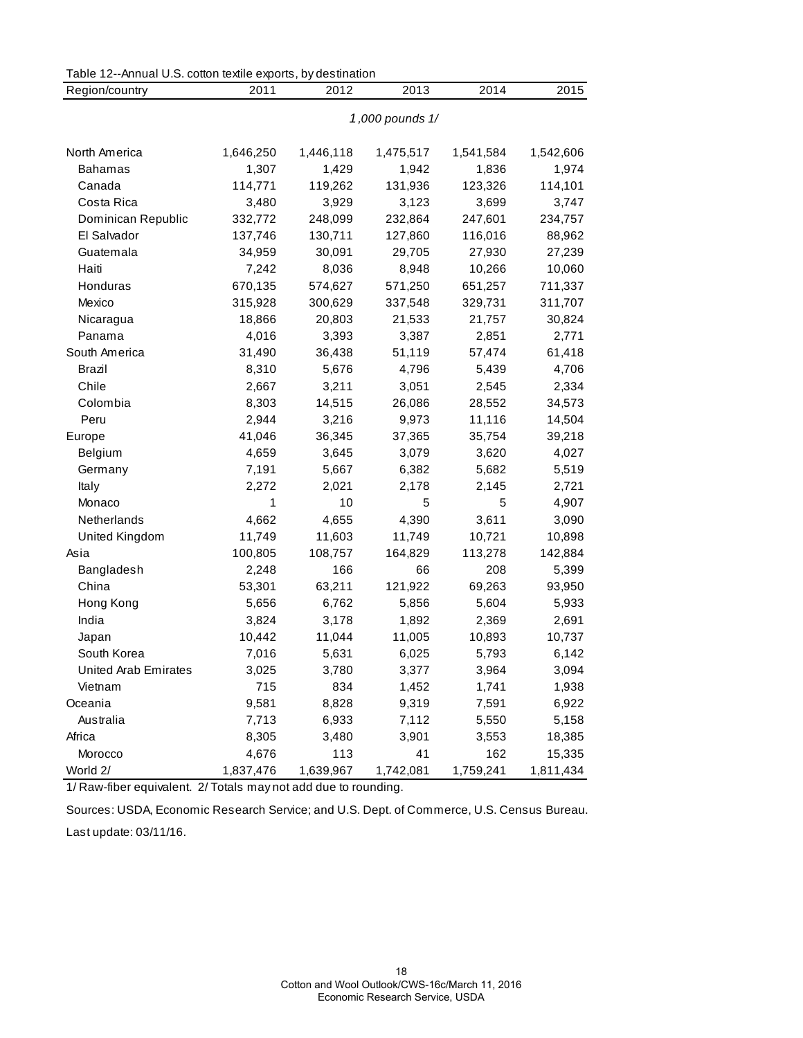Table 12--Annual U.S. cotton textile exports, by destination

| Region/country | 2011 | 2012 | 2013 | 2014 | 2015 |
|---|---|---|---|---|---|
| | *1,000 pounds 1/* | | | | |
| North America | 1,646,250 | 1,446,118 | 1,475,517 | 1,541,584 | 1,542,606 |
| Bahamas | 1,307 | 1,429 | 1,942 | 1,836 | 1,974 |
| Canada | 114,771 | 119,262 | 131,936 | 123,326 | 114,101 |
| Costa Rica | 3,480 | 3,929 | 3,123 | 3,699 | 3,747 |
| Dominican Republic | 332,772 | 248,099 | 232,864 | 247,601 | 234,757 |
| El Salvador | 137,746 | 130,711 | 127,860 | 116,016 | 88,962 |
| Guatemala | 34,959 | 30,091 | 29,705 | 27,930 | 27,239 |
| Haiti | 7,242 | 8,036 | 8,948 | 10,266 | 10,060 |
| Honduras | 670,135 | 574,627 | 571,250 | 651,257 | 711,337 |
| Mexico | 315,928 | 300,629 | 337,548 | 329,731 | 311,707 |
| Nicaragua | 18,866 | 20,803 | 21,533 | 21,757 | 30,824 |
| Panama | 4,016 | 3,393 | 3,387 | 2,851 | 2,771 |
| South America | 31,490 | 36,438 | 51,119 | 57,474 | 61,418 |
| Brazil | 8,310 | 5,676 | 4,796 | 5,439 | 4,706 |
| Chile | 2,667 | 3,211 | 3,051 | 2,545 | 2,334 |
| Colombia | 8,303 | 14,515 | 26,086 | 28,552 | 34,573 |
| Peru | 2,944 | 3,216 | 9,973 | 11,116 | 14,504 |
| Europe | 41,046 | 36,345 | 37,365 | 35,754 | 39,218 |
| Belgium | 4,659 | 3,645 | 3,079 | 3,620 | 4,027 |
| Germany | 7,191 | 5,667 | 6,382 | 5,682 | 5,519 |
| Italy | 2,272 | 2,021 | 2,178 | 2,145 | 2,721 |
| Monaco | 1 | 10 | 5 | 5 | 4,907 |
| Netherlands | 4,662 | 4,655 | 4,390 | 3,611 | 3,090 |
| United Kingdom | 11,749 | 11,603 | 11,749 | 10,721 | 10,898 |
| Asia | 100,805 | 108,757 | 164,829 | 113,278 | 142,884 |
| Bangladesh | 2,248 | 166 | 66 | 208 | 5,399 |
| China | 53,301 | 63,211 | 121,922 | 69,263 | 93,950 |
| Hong Kong | 5,656 | 6,762 | 5,856 | 5,604 | 5,933 |
| India | 3,824 | 3,178 | 1,892 | 2,369 | 2,691 |
| Japan | 10,442 | 11,044 | 11,005 | 10,893 | 10,737 |
| South Korea | 7,016 | 5,631 | 6,025 | 5,793 | 6,142 |
| United Arab Emirates | 3,025 | 3,780 | 3,377 | 3,964 | 3,094 |
| Vietnam | 715 | 834 | 1,452 | 1,741 | 1,938 |
| Oceania | 9,581 | 8,828 | 9,319 | 7,591 | 6,922 |
| Australia | 7,713 | 6,933 | 7,112 | 5,550 | 5,158 |
| Africa | 8,305 | 3,480 | 3,901 | 3,553 | 18,385 |
| Morocco | 4,676 | 113 | 41 | 162 | 15,335 |
| World 2/ | 1,837,476 | 1,639,967 | 1,742,081 | 1,759,241 | 1,811,434 |

1/ Raw-fiber equivalent. 2/ Totals may not add due to rounding.

Sources: USDA, Economic Research Service; and U.S. Dept. of Commerce, U.S. Census Bureau.

Last update: 03/11/16.